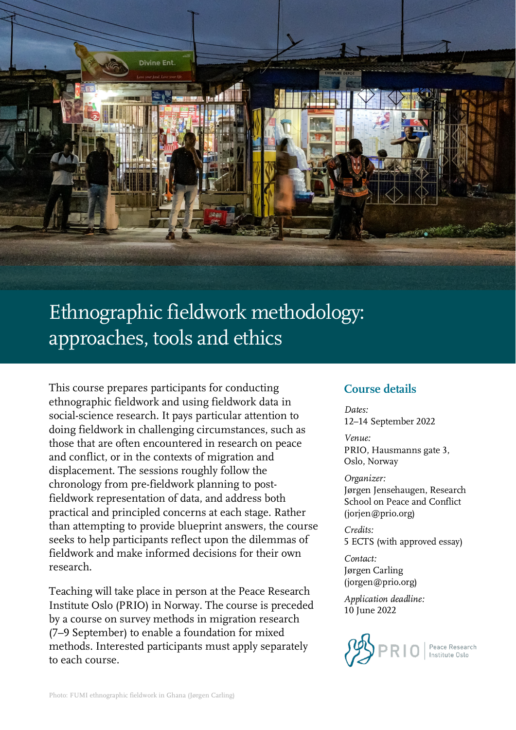# Ethnographic fieldwork methodology: approaches, tools and ethics

This course prepares participants for conducting ethnographic fieldwork and using fieldwork data in social-science research. It pays particular attention to doing fieldwork in challenging circumstances, such as those that are often encountered in research on peace and conflict, or in the contexts of migration and displacement. The sessions roughly follow the chronology from pre-fieldwork planning to post-fieldwork representation of data, and address both practical and principled concerns at each stage. Rather than attempting to provide blueprint answers, the course seeks to help participants reflect upon the dilemmas of fieldwork and make informed decisions for their own research.

Teaching will take place in person at the Peace Research Institute Oslo (PRIO) in Norway. The course is preceded by a course on survey methods in migration research (7–9 September) to enable a foundation for mixed methods. Interested participants must apply separately to each course.

## Course details

*Dates:*
12–14 September 2022

*Venue:*
PRIO, Hausmanns gate 3, Oslo, Norway

*Organizer:*
Jørgen Jensehaugen, Research School on Peace and Conflict (jorjen@prio.org)

*Credits:*
5 ECTS (with approved essay)

*Contact:*
Jørgen Carling (jorgen@prio.org)

*Application deadline:*
10 June 2022

PRIO | Peace Research Institute Oslo

Photo: FUMI ethnographic fieldwork in Ghana (Jørgen Carling)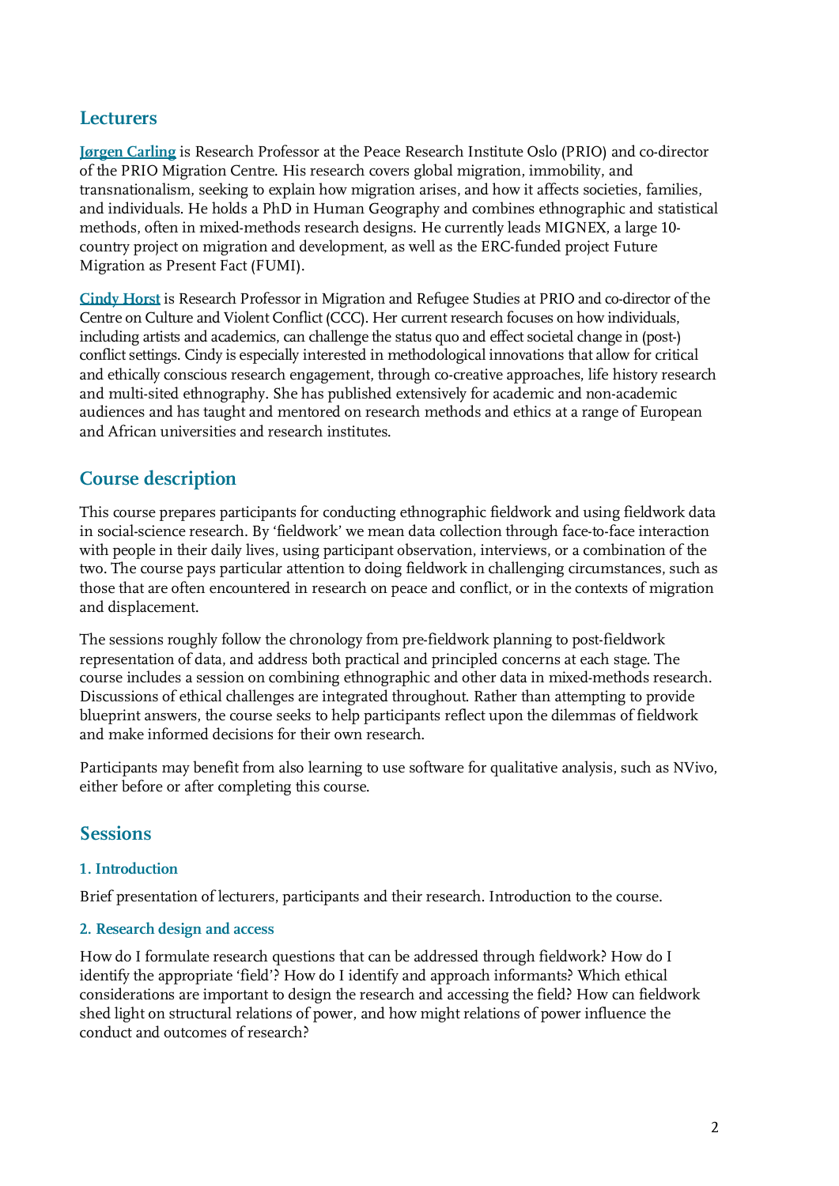## Lecturers

[Jørgen Carling](#) is Research Professor at the Peace Research Institute Oslo (PRIO) and co-director of the PRIO Migration Centre. His research covers global migration, immobility, and transnationalism, seeking to explain how migration arises, and how it affects societies, families, and individuals. He holds a PhD in Human Geography and combines ethnographic and statistical methods, often in mixed-methods research designs. He currently leads MIGNEX, a large 10-country project on migration and development, as well as the ERC-funded project Future Migration as Present Fact (FUMI).

[Cindy Horst](#) is Research Professor in Migration and Refugee Studies at PRIO and co-director of the Centre on Culture and Violent Conflict (CCC). Her current research focuses on how individuals, including artists and academics, can challenge the status quo and effect societal change in (post-) conflict settings. Cindy is especially interested in methodological innovations that allow for critical and ethically conscious research engagement, through co-creative approaches, life history research and multi-sited ethnography. She has published extensively for academic and non-academic audiences and has taught and mentored on research methods and ethics at a range of European and African universities and research institutes.

## Course description

This course prepares participants for conducting ethnographic fieldwork and using fieldwork data in social-science research. By 'fieldwork' we mean data collection through face-to-face interaction with people in their daily lives, using participant observation, interviews, or a combination of the two. The course pays particular attention to doing fieldwork in challenging circumstances, such as those that are often encountered in research on peace and conflict, or in the contexts of migration and displacement.

The sessions roughly follow the chronology from pre-fieldwork planning to post-fieldwork representation of data, and address both practical and principled concerns at each stage. The course includes a session on combining ethnographic and other data in mixed-methods research. Discussions of ethical challenges are integrated throughout. Rather than attempting to provide blueprint answers, the course seeks to help participants reflect upon the dilemmas of fieldwork and make informed decisions for their own research.

Participants may benefit from also learning to use software for qualitative analysis, such as NVivo, either before or after completing this course.

## Sessions

### 1. Introduction

Brief presentation of lecturers, participants and their research. Introduction to the course.

### 2. Research design and access

How do I formulate research questions that can be addressed through fieldwork? How do I identify the appropriate 'field'? How do I identify and approach informants? Which ethical considerations are important to design the research and accessing the field? How can fieldwork shed light on structural relations of power, and how might relations of power influence the conduct and outcomes of research?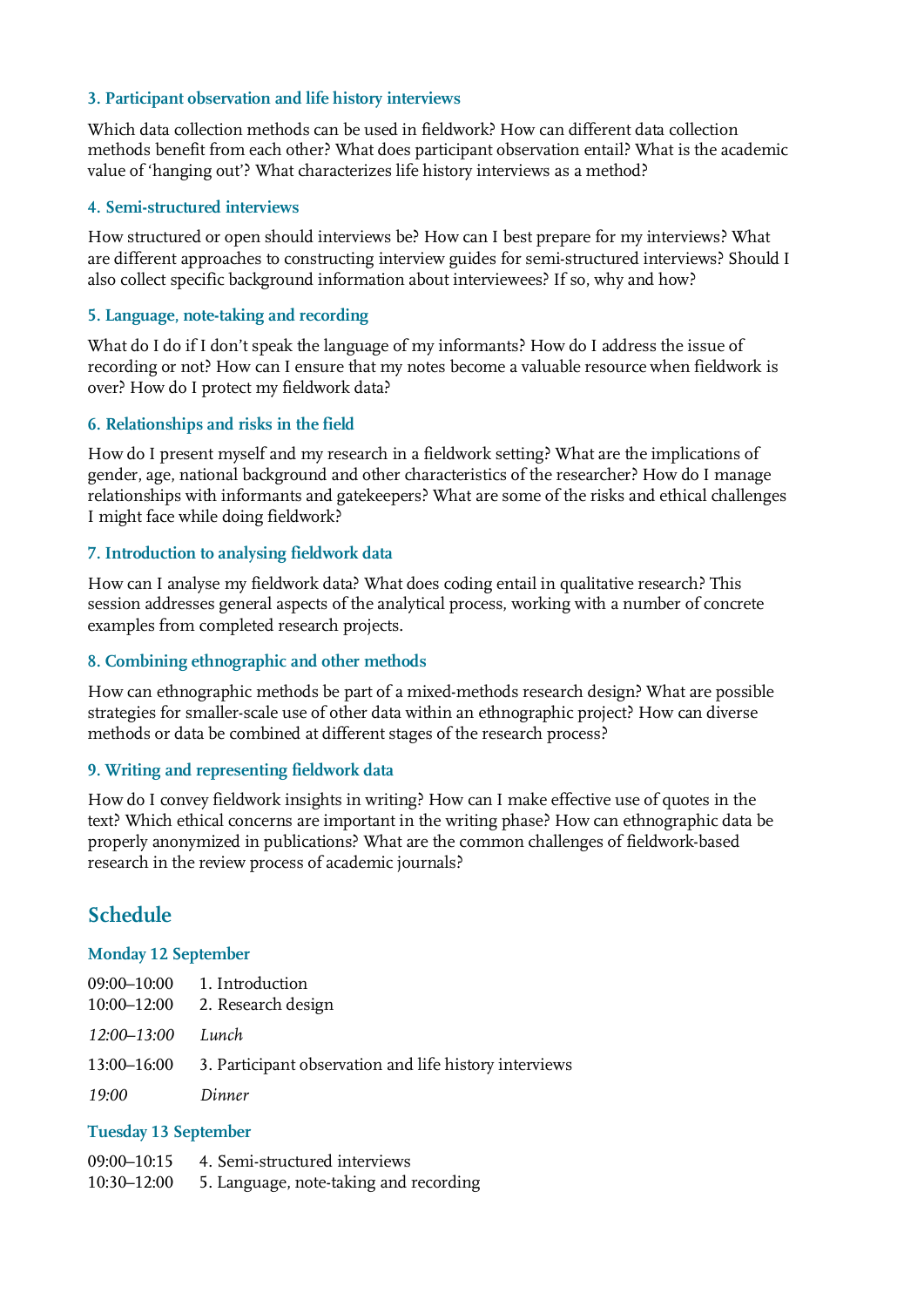### 3. Participant observation and life history interviews

Which data collection methods can be used in fieldwork? How can different data collection methods benefit from each other? What does participant observation entail? What is the academic value of 'hanging out'? What characterizes life history interviews as a method?

### 4. Semi-structured interviews

How structured or open should interviews be? How can I best prepare for my interviews? What are different approaches to constructing interview guides for semi-structured interviews? Should I also collect specific background information about interviewees? If so, why and how?

### 5. Language, note-taking and recording

What do I do if I don't speak the language of my informants? How do I address the issue of recording or not? How can I ensure that my notes become a valuable resource when fieldwork is over? How do I protect my fieldwork data?

### 6. Relationships and risks in the field

How do I present myself and my research in a fieldwork setting? What are the implications of gender, age, national background and other characteristics of the researcher? How do I manage relationships with informants and gatekeepers? What are some of the risks and ethical challenges I might face while doing fieldwork?

### 7. Introduction to analysing fieldwork data

How can I analyse my fieldwork data? What does coding entail in qualitative research? This session addresses general aspects of the analytical process, working with a number of concrete examples from completed research projects.

### 8. Combining ethnographic and other methods

How can ethnographic methods be part of a mixed-methods research design? What are possible strategies for smaller-scale use of other data within an ethnographic project? How can diverse methods or data be combined at different stages of the research process?

### 9. Writing and representing fieldwork data

How do I convey fieldwork insights in writing? How can I make effective use of quotes in the text? Which ethical concerns are important in the writing phase? How can ethnographic data be properly anonymized in publications? What are the common challenges of fieldwork-based research in the review process of academic journals?

## Schedule

### Monday 12 September

09:00–10:00 1. Introduction
10:00–12:00 2. Research design

*12:00–13:00 Lunch*

13:00–16:00 3. Participant observation and life history interviews

*19:00 Dinner*

### Tuesday 13 September

09:00–10:15 4. Semi-structured interviews
10:30–12:00 5. Language, note-taking and recording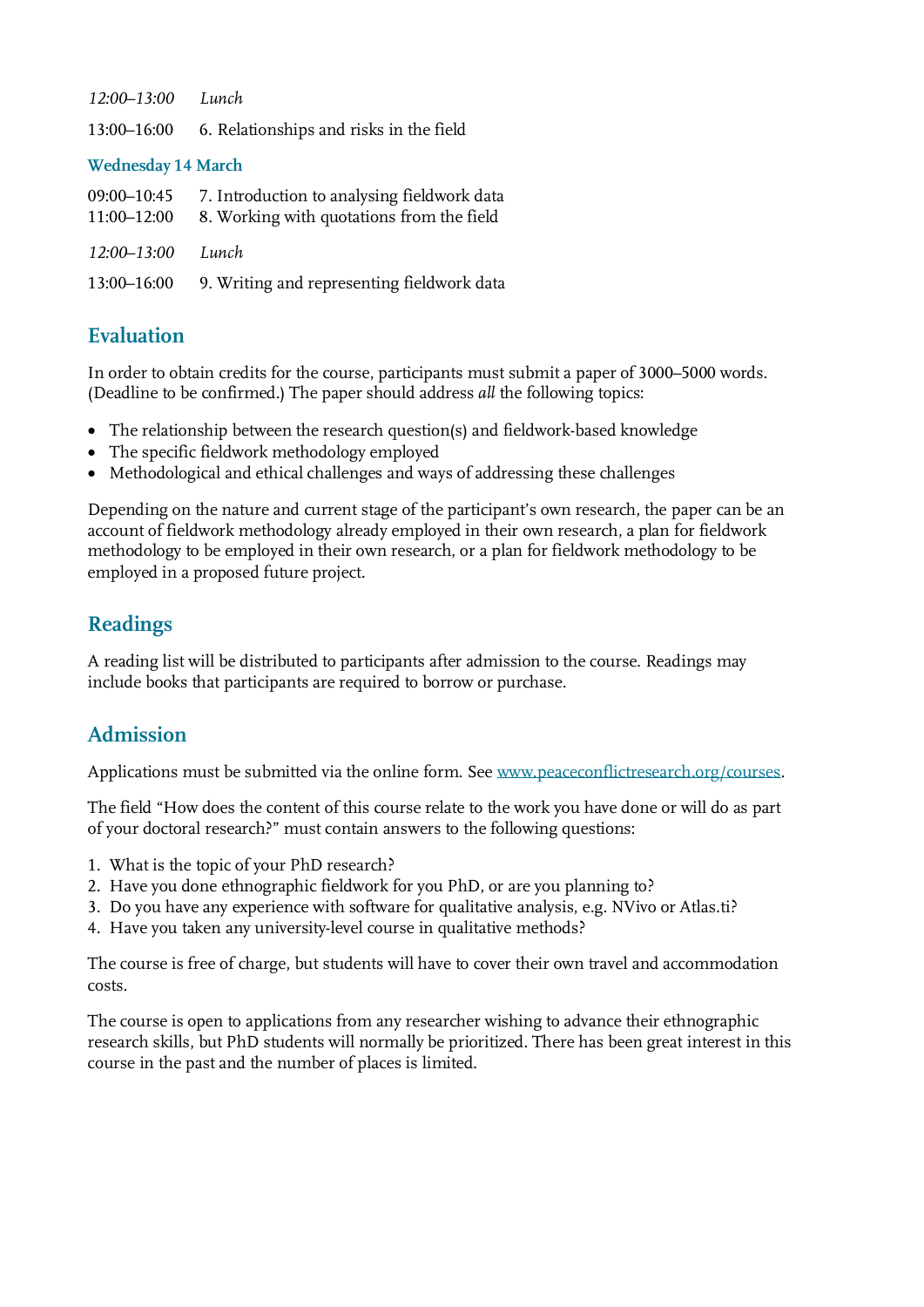*12:00–13:00* *Lunch*

13:00–16:00 6. Relationships and risks in the field

### Wednesday 14 March

09:00–10:45 7. Introduction to analysing fieldwork data
11:00–12:00 8. Working with quotations from the field

*12:00–13:00* *Lunch*

13:00–16:00 9. Writing and representing fieldwork data

## Evaluation

In order to obtain credits for the course, participants must submit a paper of 3000–5000 words. (Deadline to be confirmed.) The paper should address *all* the following topics:

- The relationship between the research question(s) and fieldwork-based knowledge
- The specific fieldwork methodology employed
- Methodological and ethical challenges and ways of addressing these challenges

Depending on the nature and current stage of the participant's own research, the paper can be an account of fieldwork methodology already employed in their own research, a plan for fieldwork methodology to be employed in their own research, or a plan for fieldwork methodology to be employed in a proposed future project.

## Readings

A reading list will be distributed to participants after admission to the course. Readings may include books that participants are required to borrow or purchase.

## Admission

Applications must be submitted via the online form. See www.peaceconflictresearch.org/courses.

The field "How does the content of this course relate to the work you have done or will do as part of your doctoral research?" must contain answers to the following questions:

1. What is the topic of your PhD research?
2. Have you done ethnographic fieldwork for you PhD, or are you planning to?
3. Do you have any experience with software for qualitative analysis, e.g. NVivo or Atlas.ti?
4. Have you taken any university-level course in qualitative methods?

The course is free of charge, but students will have to cover their own travel and accommodation costs.

The course is open to applications from any researcher wishing to advance their ethnographic research skills, but PhD students will normally be prioritized. There has been great interest in this course in the past and the number of places is limited.